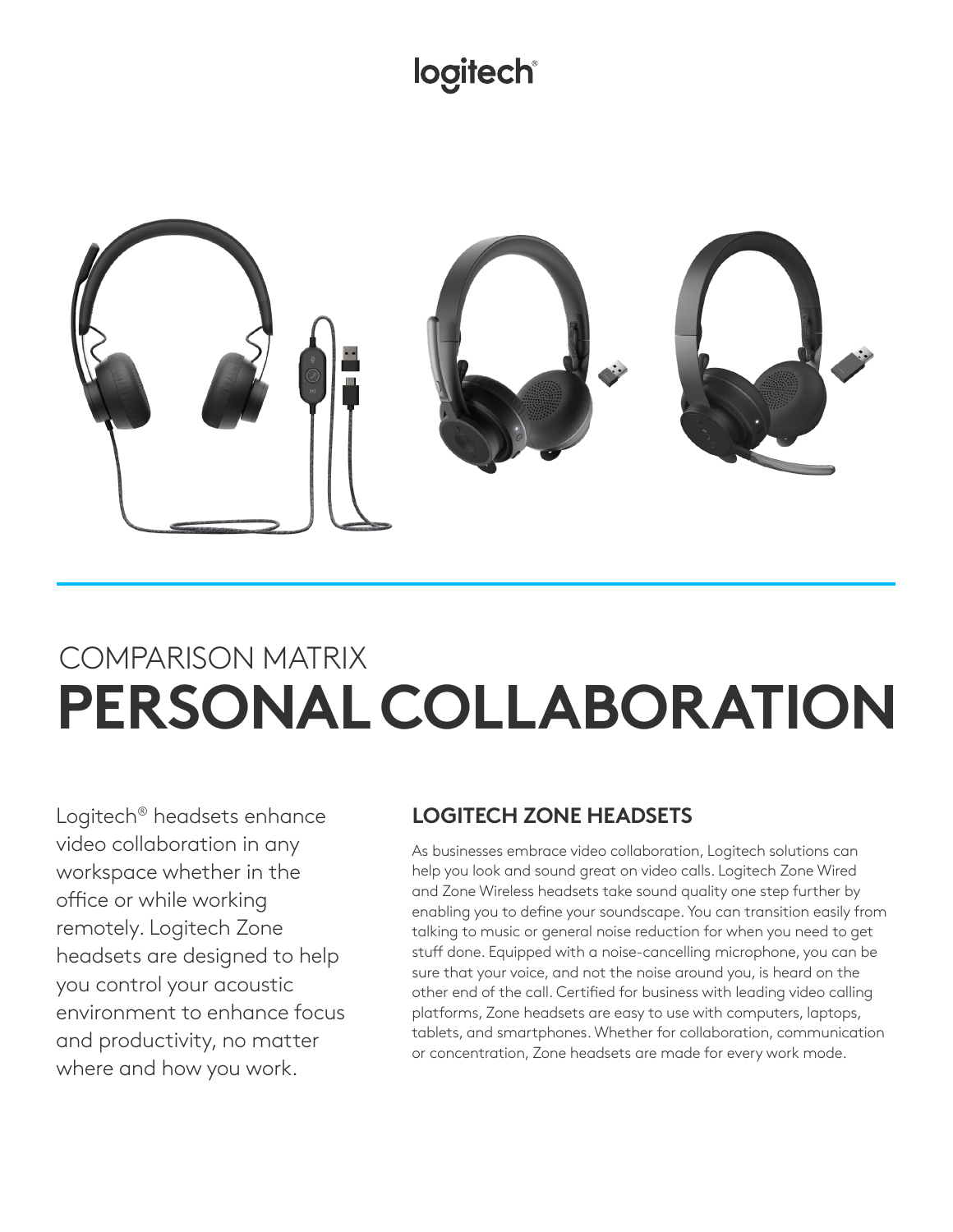logitech®

COMPARISON MATRIX

# PERSONAL COLLABORATION

Logitech® headsets enhance video collaboration in any workspace whether in the office or while working remotely. Logitech Zone headsets are designed to help you control your acoustic environment to enhance focus and productivity, no matter where and how you work.

## LOGITECH ZONE HEADSETS

As businesses embrace video collaboration, Logitech solutions can help you look and sound great on video calls. Logitech Zone Wired and Zone Wireless headsets take sound quality one step further by enabling you to define your soundscape. You can transition easily from talking to music or general noise reduction for when you need to get stuff done. Equipped with a noise-cancelling microphone, you can be sure that your voice, and not the noise around you, is heard on the other end of the call. Certified for business with leading video calling platforms, Zone headsets are easy to use with computers, laptops, tablets, and smartphones. Whether for collaboration, communication or concentration, Zone headsets are made for every work mode.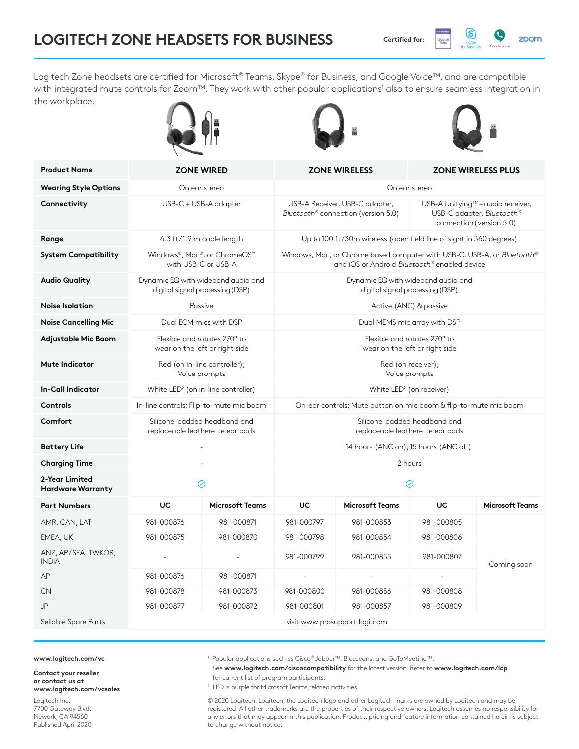# LOGITECH ZONE HEADSETS FOR BUSINESS

Certified for: Microsoft Teams, Skype for Business, Google Voice, zoom

Logitech Zone headsets are certified for Microsoft® Teams, Skype® for Business, and Google Voice™, and are compatible with integrated mute controls for Zoom™. They work with other popular applications[1] also to ensure seamless integration in the workplace.

| Product Name | ZONE WIRED | | ZONE WIRELESS | | ZONE WIRELESS PLUS | |
|---|---|---|---|---|---|---|
| Wearing Style Options | On ear stereo | | On ear stereo | | | |
| Connectivity | USB-C + USB-A adapter | | USB-A Receiver, USB-C adapter, *Bluetooth*® connection (version 5.0) | | USB-A Unifying™ + audio receiver, USB-C adapter, *Bluetooth*® connection (version 5.0) | |
| Range | 6.3 ft/1.9 m cable length | | Up to 100 ft/30m wireless (open field line of sight in 360 degrees) | | | |
| System Compatibility | Windows®, Mac®, or ChromeOS™ with USB-C or USB-A | | Windows, Mac, or Chrome based computer with USB-C, USB-A, or *Bluetooth*® and iOS or Android *Bluetooth*® enabled device | | | |
| Audio Quality | Dynamic EQ with wideband audio and digital signal processing (DSP) | | Dynamic EQ with wideband audio and digital signal processing (DSP) | | | |
| Noise Isolation | Passive | | Active (ANC) & passive | | | |
| Noise Cancelling Mic | Dual ECM mics with DSP | | Dual MEMS mic array with DSP | | | |
| Adjustable Mic Boom | Flexible and rotates 270° to wear on the left or right side | | Flexible and rotates 270° to wear on the left or right side | | | |
| Mute Indicator | Red (on in-line controller); Voice prompts | | Red (on receiver); Voice prompts | | | |
| In-Call Indicator | White LED[2] (on in-line controller) | | White LED[2] (on receiver) | | | |
| Controls | In-line controls; Flip-to-mute mic boom | | On-ear controls; Mute button on mic boom & flip-to-mute mic boom | | | |
| Comfort | Silicone-padded headband and replaceable leatherette ear pads | | Silicone-padded headband and replaceable leatherette ear pads | | | |
| Battery Life | - | | 14 hours (ANC on); 15 hours (ANC off) | | | |
| Charging Time | - | | 2 hours | | | |
| 2-Year Limited Hardware Warranty | ✓ | | ✓ | | | |
| **Part Numbers** | **UC** | **Microsoft Teams** | **UC** | **Microsoft Teams** | **UC** | **Microsoft Teams** |
| AMR, CAN, LAT | 981-000876 | 981-000871 | 981-000797 | 981-000853 | 981-000805 | Coming soon |
| EMEA, UK | 981-000875 | 981-000870 | 981-000798 | 981-000854 | 981-000806 | |
| ANZ, AP/SEA, TWKOR, INDIA | - | - | 981-000799 | 981-000855 | 981-000807 | |
| AP | 981-000876 | 981-000871 | - | - | - | |
| CN | 981-000878 | 981-000873 | 981-000800 | 981-000856 | 981-000808 | |
| JP | 981-000877 | 981-000872 | 981-000801 | 981-000857 | 981-000809 | |
| Sellable Spare Parts | visit www.prosupport.logi.com | | | | | |

**www.logitech.com/vc**

**Contact your reseller or contact us at www.logitech.com/vcsales**

Logitech Inc.
7700 Gateway Blvd.
Newark, CA 94560
Published April 2020

[1] Popular applications such as Cisco® Jabber™, BlueJeans, and GoToMeeting™. See **www.logitech.com/ciscocompatibility** for the latest version. Refer to **www.logitech.com/lcp** for current list of program participants.

[2] LED is purple for Microsoft Teams related activities.

© 2020 Logitech. Logitech, the Logitech logo and other Logitech marks are owned by Logitech and may be registered. All other trademarks are the properties of their respective owners. Logitech assumes no responsibility for any errors that may appear in this publication. Product, pricing and feature information contained herein is subject to change without notice.